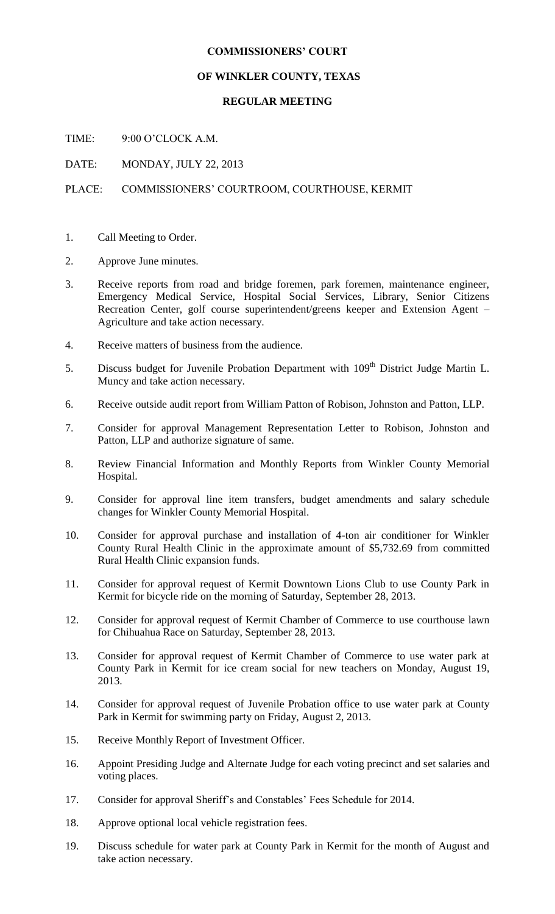**COMMISSIONERS' COURT**

**OF WINKLER COUNTY, TEXAS**

**REGULAR MEETING**

TIME: 9:00 O'CLOCK A.M.

DATE: MONDAY, JULY 22, 2013

PLACE: COMMISSIONERS' COURTROOM, COURTHOUSE, KERMIT

1. Call Meeting to Order.
2. Approve June minutes.
3. Receive reports from road and bridge foremen, park foremen, maintenance engineer, Emergency Medical Service, Hospital Social Services, Library, Senior Citizens Recreation Center, golf course superintendent/greens keeper and Extension Agent – Agriculture and take action necessary.
4. Receive matters of business from the audience.
5. Discuss budget for Juvenile Probation Department with 109th District Judge Martin L. Muncy and take action necessary.
6. Receive outside audit report from William Patton of Robison, Johnston and Patton, LLP.
7. Consider for approval Management Representation Letter to Robison, Johnston and Patton, LLP and authorize signature of same.
8. Review Financial Information and Monthly Reports from Winkler County Memorial Hospital.
9. Consider for approval line item transfers, budget amendments and salary schedule changes for Winkler County Memorial Hospital.
10. Consider for approval purchase and installation of 4-ton air conditioner for Winkler County Rural Health Clinic in the approximate amount of $5,732.69 from committed Rural Health Clinic expansion funds.
11. Consider for approval request of Kermit Downtown Lions Club to use County Park in Kermit for bicycle ride on the morning of Saturday, September 28, 2013.
12. Consider for approval request of Kermit Chamber of Commerce to use courthouse lawn for Chihuahua Race on Saturday, September 28, 2013.
13. Consider for approval request of Kermit Chamber of Commerce to use water park at County Park in Kermit for ice cream social for new teachers on Monday, August 19, 2013.
14. Consider for approval request of Juvenile Probation office to use water park at County Park in Kermit for swimming party on Friday, August 2, 2013.
15. Receive Monthly Report of Investment Officer.
16. Appoint Presiding Judge and Alternate Judge for each voting precinct and set salaries and voting places.
17. Consider for approval Sheriff's and Constables' Fees Schedule for 2014.
18. Approve optional local vehicle registration fees.
19. Discuss schedule for water park at County Park in Kermit for the month of August and take action necessary.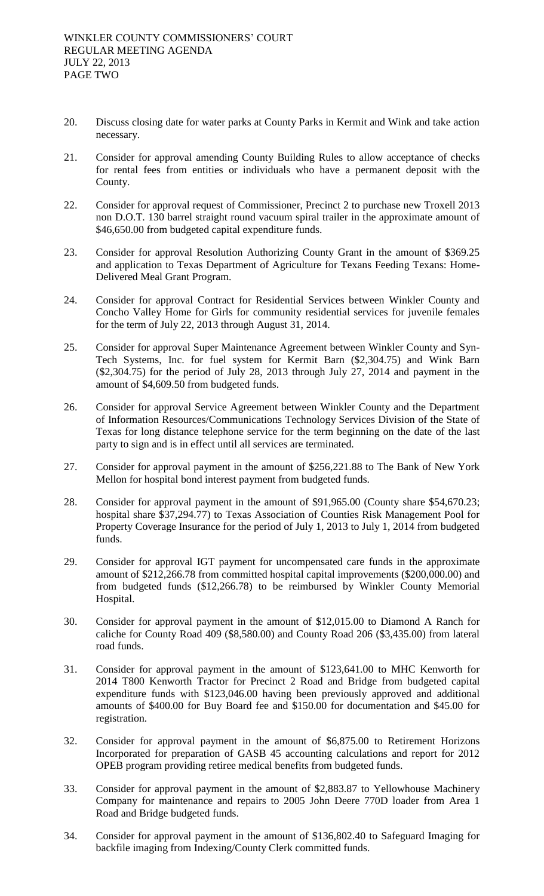20. Discuss closing date for water parks at County Parks in Kermit and Wink and take action necessary.

21. Consider for approval amending County Building Rules to allow acceptance of checks for rental fees from entities or individuals who have a permanent deposit with the County.

22. Consider for approval request of Commissioner, Precinct 2 to purchase new Troxell 2013 non D.O.T. 130 barrel straight round vacuum spiral trailer in the approximate amount of $46,650.00 from budgeted capital expenditure funds.

23. Consider for approval Resolution Authorizing County Grant in the amount of $369.25 and application to Texas Department of Agriculture for Texans Feeding Texans: Home-Delivered Meal Grant Program.

24. Consider for approval Contract for Residential Services between Winkler County and Concho Valley Home for Girls for community residential services for juvenile females for the term of July 22, 2013 through August 31, 2014.

25. Consider for approval Super Maintenance Agreement between Winkler County and Syn-Tech Systems, Inc. for fuel system for Kermit Barn ($2,304.75) and Wink Barn ($2,304.75) for the period of July 28, 2013 through July 27, 2014 and payment in the amount of $4,609.50 from budgeted funds.

26. Consider for approval Service Agreement between Winkler County and the Department of Information Resources/Communications Technology Services Division of the State of Texas for long distance telephone service for the term beginning on the date of the last party to sign and is in effect until all services are terminated.

27. Consider for approval payment in the amount of $256,221.88 to The Bank of New York Mellon for hospital bond interest payment from budgeted funds.

28. Consider for approval payment in the amount of $91,965.00 (County share $54,670.23; hospital share $37,294.77) to Texas Association of Counties Risk Management Pool for Property Coverage Insurance for the period of July 1, 2013 to July 1, 2014 from budgeted funds.

29. Consider for approval IGT payment for uncompensated care funds in the approximate amount of $212,266.78 from committed hospital capital improvements ($200,000.00) and from budgeted funds ($12,266.78) to be reimbursed by Winkler County Memorial Hospital.

30. Consider for approval payment in the amount of $12,015.00 to Diamond A Ranch for caliche for County Road 409 ($8,580.00) and County Road 206 ($3,435.00) from lateral road funds.

31. Consider for approval payment in the amount of $123,641.00 to MHC Kenworth for 2014 T800 Kenworth Tractor for Precinct 2 Road and Bridge from budgeted capital expenditure funds with $123,046.00 having been previously approved and additional amounts of $400.00 for Buy Board fee and $150.00 for documentation and $45.00 for registration.

32. Consider for approval payment in the amount of $6,875.00 to Retirement Horizons Incorporated for preparation of GASB 45 accounting calculations and report for 2012 OPEB program providing retiree medical benefits from budgeted funds.

33. Consider for approval payment in the amount of $2,883.87 to Yellowhouse Machinery Company for maintenance and repairs to 2005 John Deere 770D loader from Area 1 Road and Bridge budgeted funds.

34. Consider for approval payment in the amount of $136,802.40 to Safeguard Imaging for backfile imaging from Indexing/County Clerk committed funds.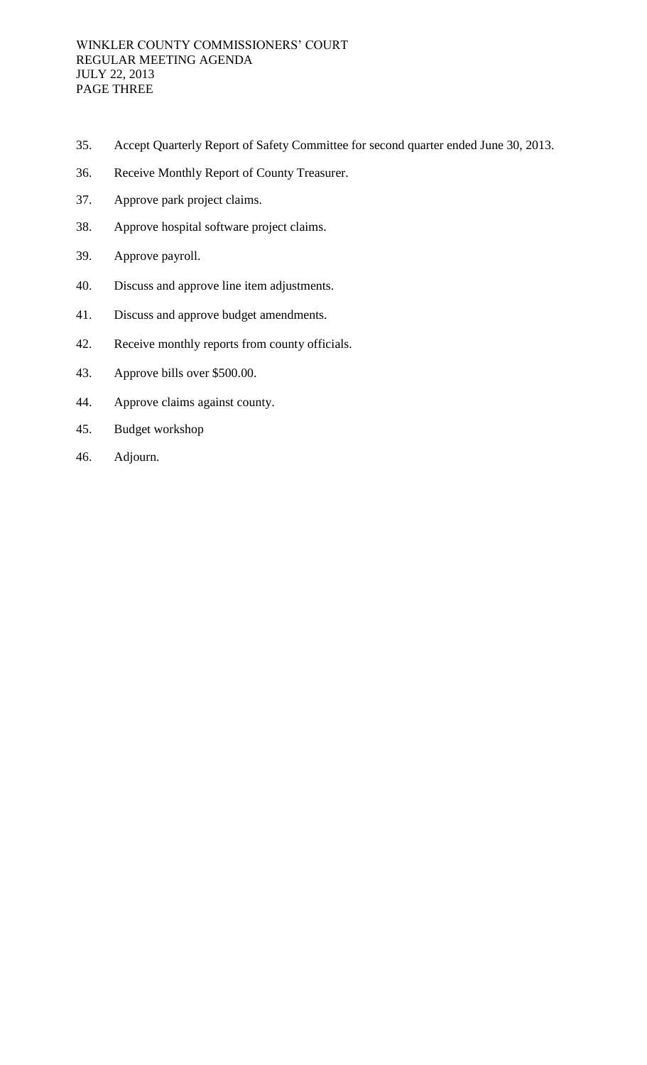35. Accept Quarterly Report of Safety Committee for second quarter ended June 30, 2013.
36. Receive Monthly Report of County Treasurer.
37. Approve park project claims.
38. Approve hospital software project claims.
39. Approve payroll.
40. Discuss and approve line item adjustments.
41. Discuss and approve budget amendments.
42. Receive monthly reports from county officials.
43. Approve bills over $500.00.
44. Approve claims against county.
45. Budget workshop
46. Adjourn.